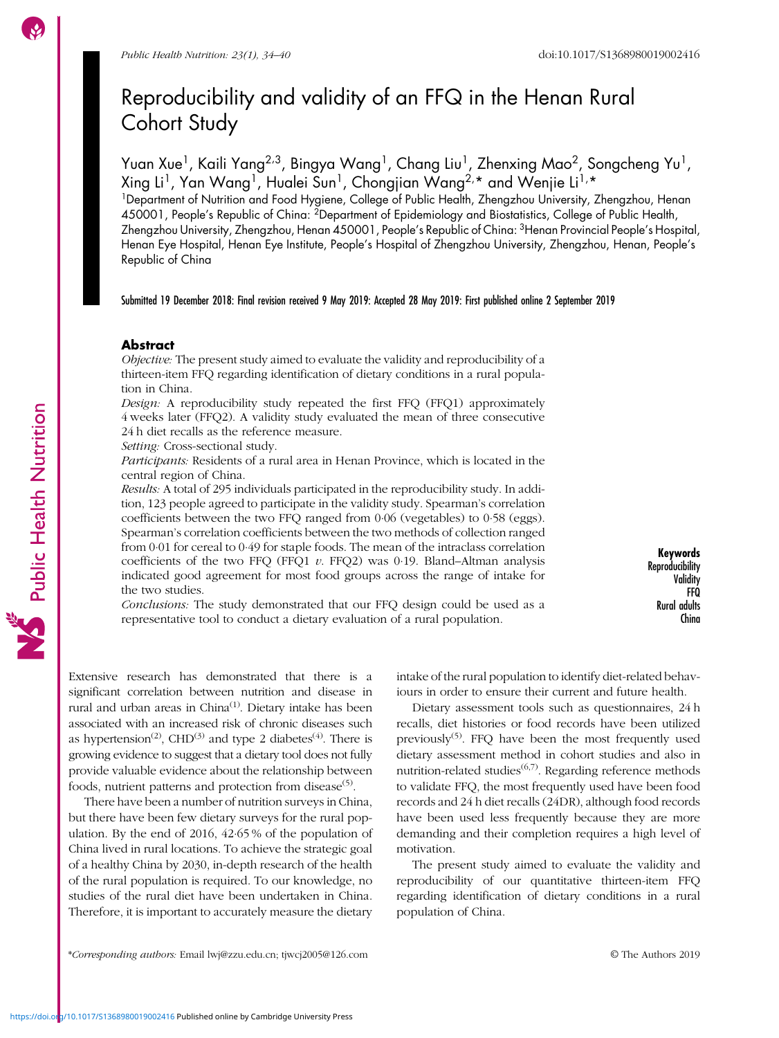# Reproducibility and validity of an FFQ in the Henan Rural Cohort Study

Yuan Xue[1], Kaili Yang[2,3], Bingya Wang[1], Chang Liu[1], Zhenxing Mao[2], Songcheng Yu[1], Xing Li[1], Yan Wang[1], Hualei Sun[1], Chongjian Wang[2,*] and Wenjie Li[1,*]

[1]Department of Nutrition and Food Hygiene, College of Public Health, Zhengzhou University, Zhengzhou, Henan 450001, People's Republic of China: [2]Department of Epidemiology and Biostatistics, College of Public Health, Zhengzhou University, Zhengzhou, Henan 450001, People's Republic of China: [3]Henan Provincial People's Hospital, Henan Eye Hospital, Henan Eye Institute, People's Hospital of Zhengzhou University, Zhengzhou, Henan, People's Republic of China

Submitted 19 December 2018: Final revision received 9 May 2019: Accepted 28 May 2019: First published online 2 September 2019

## Abstract

*Objective:* The present study aimed to evaluate the validity and reproducibility of a thirteen-item FFQ regarding identification of dietary conditions in a rural population in China.

*Design:* A reproducibility study repeated the first FFQ (FFQ1) approximately 4 weeks later (FFQ2). A validity study evaluated the mean of three consecutive 24 h diet recalls as the reference measure.

*Setting:* Cross-sectional study.

*Participants:* Residents of a rural area in Henan Province, which is located in the central region of China.

*Results:* A total of 295 individuals participated in the reproducibility study. In addition, 123 people agreed to participate in the validity study. Spearman's correlation coefficients between the two FFQ ranged from 0·06 (vegetables) to 0·58 (eggs). Spearman's correlation coefficients between the two methods of collection ranged from 0·01 for cereal to 0·49 for staple foods. The mean of the intraclass correlation coefficients of the two FFQ (FFQ1 *v*. FFQ2) was 0·19. Bland–Altman analysis indicated good agreement for most food groups across the range of intake for the two studies.

*Conclusions:* The study demonstrated that our FFQ design could be used as a representative tool to conduct a dietary evaluation of a rural population.

**Keywords**
Reproducibility
Validity
FFQ
Rural adults
China

Extensive research has demonstrated that there is a significant correlation between nutrition and disease in rural and urban areas in China[1]. Dietary intake has been associated with an increased risk of chronic diseases such as hypertension[2], CHD[3] and type 2 diabetes[4]. There is growing evidence to suggest that a dietary tool does not fully provide valuable evidence about the relationship between foods, nutrient patterns and protection from disease[5].

There have been a number of nutrition surveys in China, but there have been few dietary surveys for the rural population. By the end of 2016, 42·65 % of the population of China lived in rural locations. To achieve the strategic goal of a healthy China by 2030, in-depth research of the health of the rural population is required. To our knowledge, no studies of the rural diet have been undertaken in China. Therefore, it is important to accurately measure the dietary intake of the rural population to identify diet-related behaviours in order to ensure their current and future health.

Dietary assessment tools such as questionnaires, 24 h recalls, diet histories or food records have been utilized previously[5]. FFQ have been the most frequently used dietary assessment method in cohort studies and also in nutrition-related studies[6,7]. Regarding reference methods to validate FFQ, the most frequently used have been food records and 24 h diet recalls (24DR), although food records have been used less frequently because they are more demanding and their completion requires a high level of motivation.

The present study aimed to evaluate the validity and reproducibility of our quantitative thirteen-item FFQ regarding identification of dietary conditions in a rural population of China.

*Corresponding authors: Email lwj@zzu.edu.cn; tjwcj2005@126.com

© The Authors 2019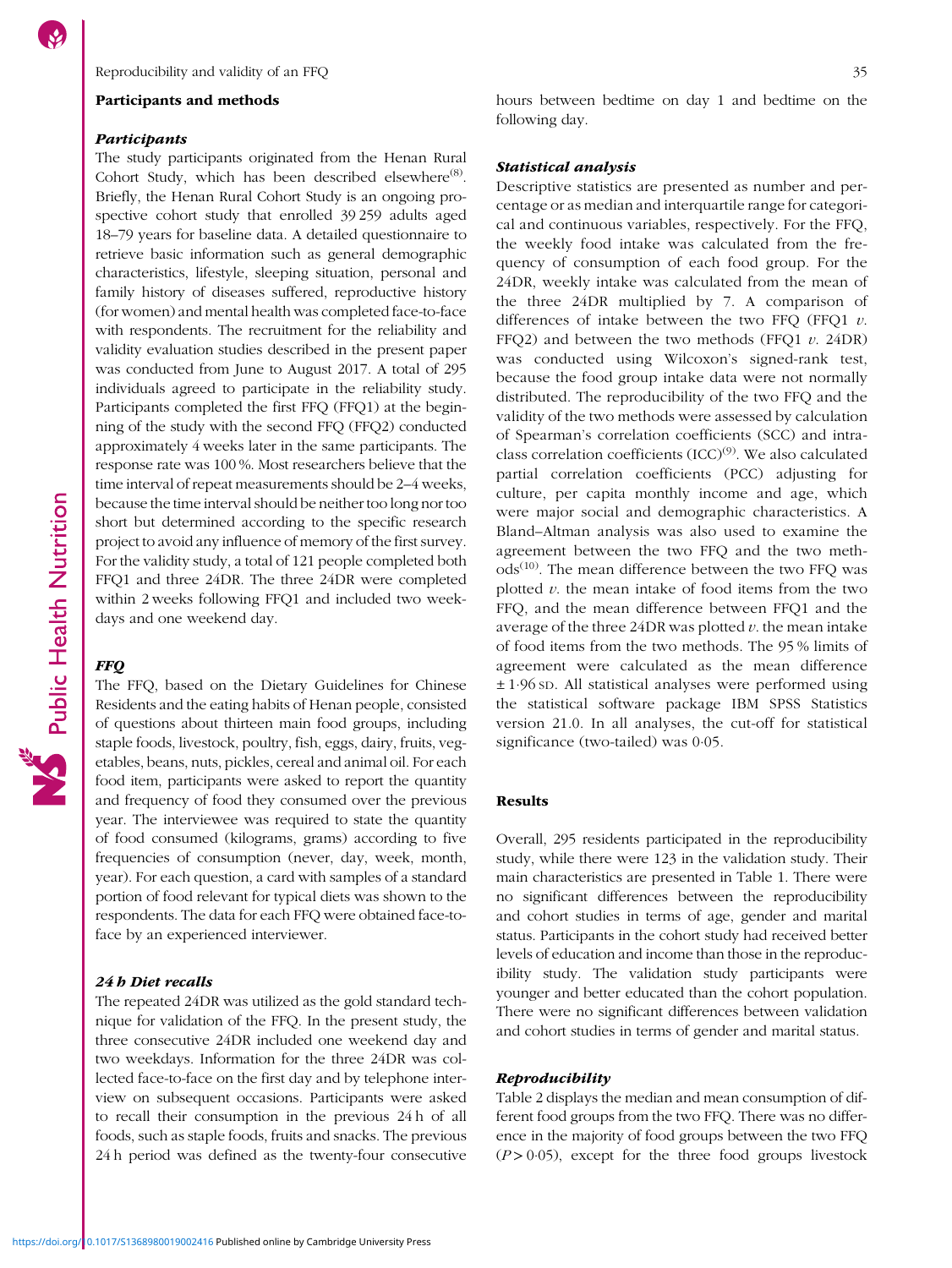## Participants and methods

### Participants

The study participants originated from the Henan Rural Cohort Study, which has been described elsewhere[8]. Briefly, the Henan Rural Cohort Study is an ongoing prospective cohort study that enrolled 39 259 adults aged 18–79 years for baseline data. A detailed questionnaire to retrieve basic information such as general demographic characteristics, lifestyle, sleeping situation, personal and family history of diseases suffered, reproductive history (for women) and mental health was completed face-to-face with respondents. The recruitment for the reliability and validity evaluation studies described in the present paper was conducted from June to August 2017. A total of 295 individuals agreed to participate in the reliability study. Participants completed the first FFQ (FFQ1) at the beginning of the study with the second FFQ (FFQ2) conducted approximately 4 weeks later in the same participants. The response rate was 100 %. Most researchers believe that the time interval of repeat measurements should be 2–4 weeks, because the time interval should be neither too long nor too short but determined according to the specific research project to avoid any influence of memory of the first survey. For the validity study, a total of 121 people completed both FFQ1 and three 24DR. The three 24DR were completed within 2 weeks following FFQ1 and included two weekdays and one weekend day.

### FFQ

The FFQ, based on the Dietary Guidelines for Chinese Residents and the eating habits of Henan people, consisted of questions about thirteen main food groups, including staple foods, livestock, poultry, fish, eggs, dairy, fruits, vegetables, beans, nuts, pickles, cereal and animal oil. For each food item, participants were asked to report the quantity and frequency of food they consumed over the previous year. The interviewee was required to state the quantity of food consumed (kilograms, grams) according to five frequencies of consumption (never, day, week, month, year). For each question, a card with samples of a standard portion of food relevant for typical diets was shown to the respondents. The data for each FFQ were obtained face-to-face by an experienced interviewer.

### 24 h Diet recalls

The repeated 24DR was utilized as the gold standard technique for validation of the FFQ. In the present study, the three consecutive 24DR included one weekend day and two weekdays. Information for the three 24DR was collected face-to-face on the first day and by telephone interview on subsequent occasions. Participants were asked to recall their consumption in the previous 24 h of all foods, such as staple foods, fruits and snacks. The previous 24 h period was defined as the twenty-four consecutive hours between bedtime on day 1 and bedtime on the following day.

### Statistical analysis

Descriptive statistics are presented as number and percentage or as median and interquartile range for categorical and continuous variables, respectively. For the FFQ, the weekly food intake was calculated from the frequency of consumption of each food group. For the 24DR, weekly intake was calculated from the mean of the three 24DR multiplied by 7. A comparison of differences of intake between the two FFQ (FFQ1 *v.* FFQ2) and between the two methods (FFQ1 *v.* 24DR) was conducted using Wilcoxon's signed-rank test, because the food group intake data were not normally distributed. The reproducibility of the two FFQ and the validity of the two methods were assessed by calculation of Spearman's correlation coefficients (SCC) and intra-class correlation coefficients (ICC)[9]. We also calculated partial correlation coefficients (PCC) adjusting for culture, per capita monthly income and age, which were major social and demographic characteristics. A Bland–Altman analysis was also used to examine the agreement between the two FFQ and the two methods[10]. The mean difference between the two FFQ was plotted *v.* the mean intake of food items from the two FFQ, and the mean difference between FFQ1 and the average of the three 24DR was plotted *v.* the mean intake of food items from the two methods. The 95 % limits of agreement were calculated as the mean difference ± 1·96 SD. All statistical analyses were performed using the statistical software package IBM SPSS Statistics version 21.0. In all analyses, the cut-off for statistical significance (two-tailed) was 0·05.

## Results

Overall, 295 residents participated in the reproducibility study, while there were 123 in the validation study. Their main characteristics are presented in Table 1. There were no significant differences between the reproducibility and cohort studies in terms of age, gender and marital status. Participants in the cohort study had received better levels of education and income than those in the reproducibility study. The validation study participants were younger and better educated than the cohort population. There were no significant differences between validation and cohort studies in terms of gender and marital status.

### Reproducibility

Table 2 displays the median and mean consumption of different food groups from the two FFQ. There was no difference in the majority of food groups between the two FFQ ($P > 0·05$), except for the three food groups livestock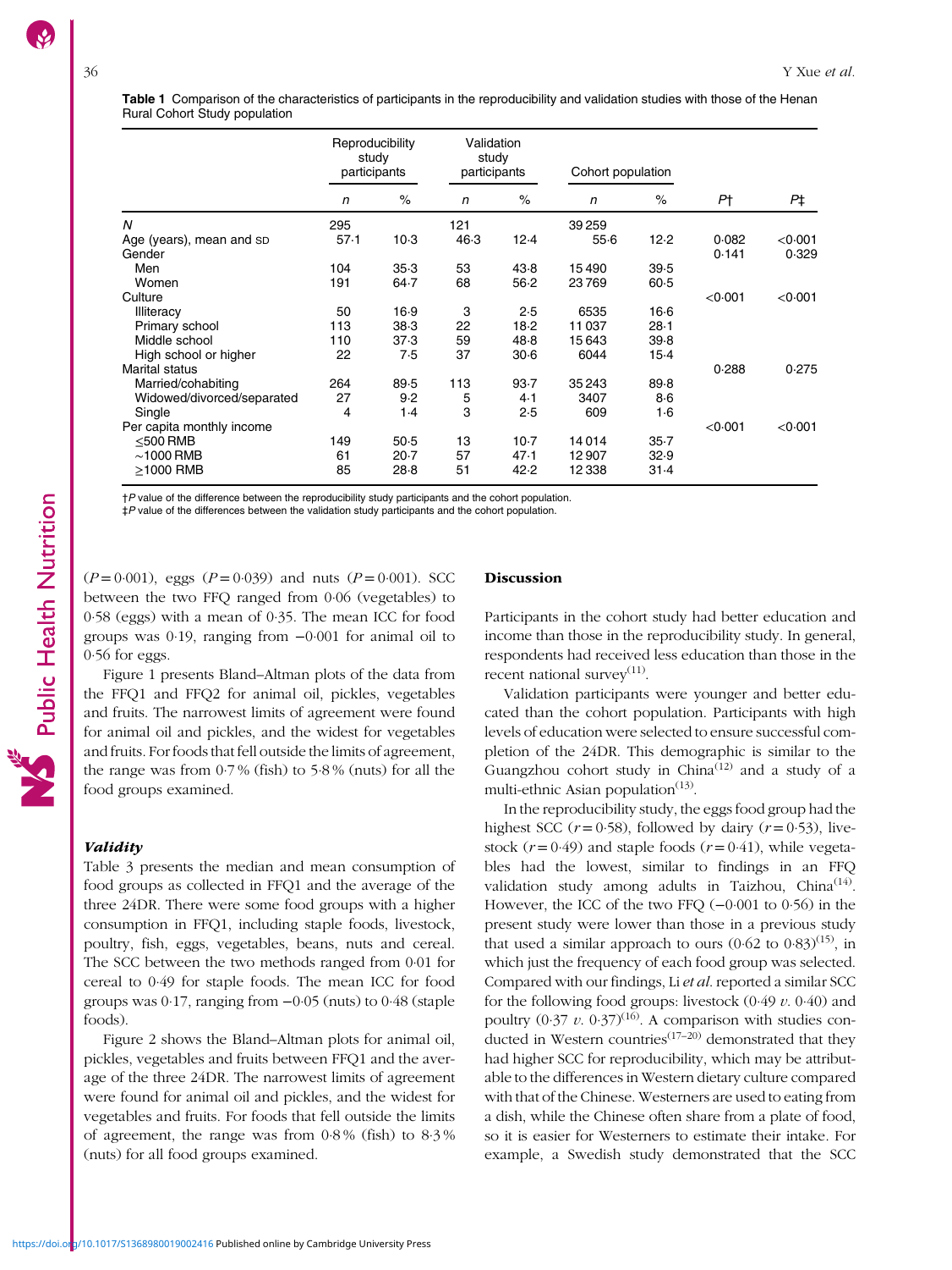**Table 1** Comparison of the characteristics of participants in the reproducibility and validation studies with those of the Henan Rural Cohort Study population

| | Reproducibility study participants | | Validation study participants | | Cohort population | | | |
|---|---|---|---|---|---|---|---|---|
| | *n* | % | *n* | % | *n* | % | *P*† | *P*‡ |
| *N* | 295 | | 121 | | 39 259 | | | |
| Age (years), mean and SD | 57·1 | 10·3 | 46·3 | 12·4 | 55·6 | 12·2 | 0·082 | <0·001 |
| Gender | | | | | | | 0·141 | 0·329 |
| Men | 104 | 35·3 | 53 | 43·8 | 15 490 | 39·5 | | |
| Women | 191 | 64·7 | 68 | 56·2 | 23 769 | 60·5 | | |
| Culture | | | | | | | <0·001 | <0·001 |
| Illiteracy | 50 | 16·9 | 3 | 2·5 | 6535 | 16·6 | | |
| Primary school | 113 | 38·3 | 22 | 18·2 | 11 037 | 28·1 | | |
| Middle school | 110 | 37·3 | 59 | 48·8 | 15 643 | 39·8 | | |
| High school or higher | 22 | 7·5 | 37 | 30·6 | 6044 | 15·4 | | |
| Marital status | | | | | | | 0·288 | 0·275 |
| Married/cohabiting | 264 | 89·5 | 113 | 93·7 | 35 243 | 89·8 | | |
| Widowed/divorced/separated | 27 | 9·2 | 5 | 4·1 | 3407 | 8·6 | | |
| Single | 4 | 1·4 | 3 | 2·5 | 609 | 1·6 | | |
| Per capita monthly income | | | | | | | <0·001 | <0·001 |
| ≤500 RMB | 149 | 50·5 | 13 | 10·7 | 14 014 | 35·7 | | |
| ~1000 RMB | 61 | 20·7 | 57 | 47·1 | 12 907 | 32·9 | | |
| ≥1000 RMB | 85 | 28·8 | 51 | 42·2 | 12 338 | 31·4 | | |

†*P* value of the difference between the reproducibility study participants and the cohort population.
‡*P* value of the differences between the validation study participants and the cohort population.

($P = 0·001$), eggs ($P = 0·039$) and nuts ($P = 0·001$). SCC between the two FFQ ranged from 0·06 (vegetables) to 0·58 (eggs) with a mean of 0·35. The mean ICC for food groups was 0·19, ranging from −0·001 for animal oil to 0·56 for eggs.

Figure 1 presents Bland–Altman plots of the data from the FFQ1 and FFQ2 for animal oil, pickles, vegetables and fruits. The narrowest limits of agreement were found for animal oil and pickles, and the widest for vegetables and fruits. For foods that fell outside the limits of agreement, the range was from 0·7 % (fish) to 5·8 % (nuts) for all the food groups examined.

### *Validity*

Table 3 presents the median and mean consumption of food groups as collected in FFQ1 and the average of the three 24DR. There were some food groups with a higher consumption in FFQ1, including staple foods, livestock, poultry, fish, eggs, vegetables, beans, nuts and cereal. The SCC between the two methods ranged from 0·01 for cereal to 0·49 for staple foods. The mean ICC for food groups was 0·17, ranging from −0·05 (nuts) to 0·48 (staple foods).

Figure 2 shows the Bland–Altman plots for animal oil, pickles, vegetables and fruits between FFQ1 and the average of the three 24DR. The narrowest limits of agreement were found for animal oil and pickles, and the widest for vegetables and fruits. For foods that fell outside the limits of agreement, the range was from 0·8 % (fish) to 8·3 % (nuts) for all food groups examined.

## Discussion

Participants in the cohort study had better education and income than those in the reproducibility study. In general, respondents had received less education than those in the recent national survey[11].

Validation participants were younger and better educated than the cohort population. Participants with high levels of education were selected to ensure successful completion of the 24DR. This demographic is similar to the Guangzhou cohort study in China[12] and a study of a multi-ethnic Asian population[13].

In the reproducibility study, the eggs food group had the highest SCC ($r = 0·58$), followed by dairy ($r = 0·53$), livestock ($r = 0·49$) and staple foods ($r = 0·41$), while vegetables had the lowest, similar to findings in an FFQ validation study among adults in Taizhou, China[14]. However, the ICC of the two FFQ (−0·001 to 0·56) in the present study were lower than those in a previous study that used a similar approach to ours (0·62 to 0·83)[15], in which just the frequency of each food group was selected. Compared with our findings, Li *et al.* reported a similar SCC for the following food groups: livestock (0·49 *v.* 0·40) and poultry (0·37 *v.* 0·37)[16]. A comparison with studies conducted in Western countries[17–20] demonstrated that they had higher SCC for reproducibility, which may be attributable to the differences in Western dietary culture compared with that of the Chinese. Westerners are used to eating from a dish, while the Chinese often share from a plate of food, so it is easier for Westerners to estimate their intake. For example, a Swedish study demonstrated that the SCC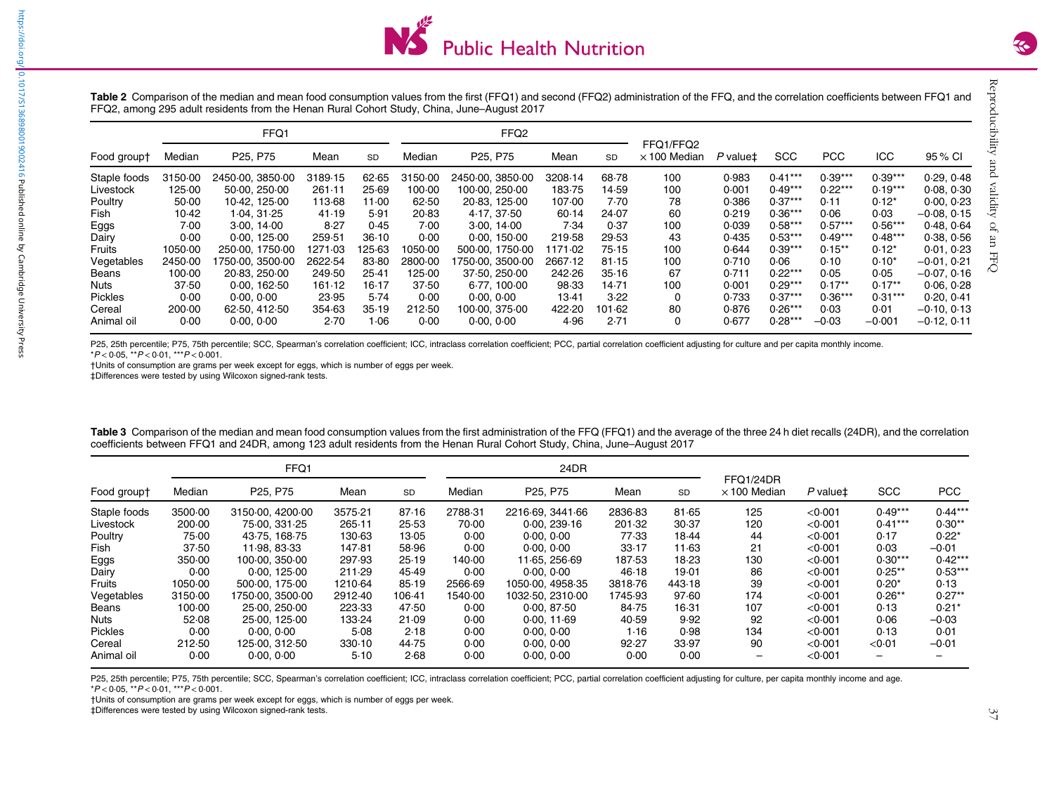**Table 2** Comparison of the median and mean food consumption values from the first (FFQ1) and second (FFQ2) administration of the FFQ, and the correlation coefficients between FFQ1 and FFQ2, among 295 adult residents from the Henan Rural Cohort Study, China, June–August 2017

| | FFQ1 | | | | FFQ2 | | | | | | | | | |
|---|---|---|---|---|---|---|---|---|---|---|---|---|---|---|
| Food group† | Median | P25, P75 | Mean | SD | Median | P25, P75 | Mean | SD | FFQ1/FFQ2 × 100 Median | P value‡ | SCC | PCC | ICC | 95 % CI |
| Staple foods | 3150·00 | 2450·00, 3850·00 | 3189·15 | 62·65 | 3150·00 | 2450·00, 3850·00 | 3208·14 | 68·78 | 100 | 0·983 | 0·41*** | 0·39*** | 0·39*** | 0·29, 0·48 |
| Livestock | 125·00 | 50·00, 250·00 | 261·11 | 25·69 | 100·00 | 100·00, 250·00 | 183·75 | 14·59 | 100 | 0·001 | 0·49*** | 0·22*** | 0·19*** | 0·08, 0·30 |
| Poultry | 50·00 | 10·42, 125·00 | 113·68 | 11·00 | 62·50 | 20·83, 125·00 | 107·00 | 7·70 | 78 | 0·386 | 0·37*** | 0·11 | 0·12* | 0·00, 0·23 |
| Fish | 10·42 | 1·04, 31·25 | 41·19 | 5·91 | 20·83 | 4·17, 37·50 | 60·14 | 24·07 | 60 | 0·219 | 0·36*** | 0·06 | 0·03 | −0·08, 0·15 |
| Eggs | 7·00 | 3·00, 14·00 | 8·27 | 0·45 | 7·00 | 3·00, 14·00 | 7·34 | 0·37 | 100 | 0·039 | 0·58*** | 0·57*** | 0·56*** | 0·48, 0·64 |
| Dairy | 0·00 | 0·00, 125·00 | 259·51 | 36·10 | 0·00 | 0·00, 150·00 | 219·58 | 29·53 | 43 | 0·435 | 0·53*** | 0·49*** | 0·48*** | 0·38, 0·56 |
| Fruits | 1050·00 | 250·00, 1750·00 | 1271·03 | 125·63 | 1050·00 | 500·00, 1750·00 | 1171·02 | 75·15 | 100 | 0·644 | 0·39*** | 0·15** | 0·12* | 0·01, 0·23 |
| Vegetables | 2450·00 | 1750·00, 3500·00 | 2622·54 | 83·80 | 2800·00 | 1750·00, 3500·00 | 2667·12 | 81·15 | 100 | 0·710 | 0·06 | 0·10 | 0·10* | −0·01, 0·21 |
| Beans | 100·00 | 20·83, 250·00 | 249·50 | 25·41 | 125·00 | 37·50, 250·00 | 242·26 | 35·16 | 67 | 0·711 | 0·22*** | 0·05 | 0·05 | −0·07, 0·16 |
| Nuts | 37·50 | 0·00, 162·50 | 161·12 | 16·17 | 37·50 | 6·77, 100·00 | 98·33 | 14·71 | 100 | 0·001 | 0·29*** | 0·17** | 0·17** | 0·06, 0·28 |
| Pickles | 0·00 | 0·00, 0·00 | 23·95 | 5·74 | 0·00 | 0·00, 0·00 | 13·41 | 3·22 | 0 | 0·733 | 0·37*** | 0·36*** | 0·31*** | 0·20, 0·41 |
| Cereal | 200·00 | 62·50, 412·50 | 354·63 | 35·19 | 212·50 | 100·00, 375·00 | 422·20 | 101·62 | 80 | 0·876 | 0·26*** | 0·03 | 0·01 | −0·10, 0·13 |
| Animal oil | 0·00 | 0·00, 0·00 | 2·70 | 1·06 | 0·00 | 0·00, 0·00 | 4·96 | 2·71 | 0 | 0·677 | 0·28*** | −0·03 | −0·001 | −0·12, 0·11 |

P25, 25th percentile; P75, 75th percentile; SCC, Spearman's correlation coefficient; ICC, intraclass correlation coefficient; PCC, partial correlation coefficient adjusting for culture and per capita monthly income.
$*P<0·05$, $**P<0·01$, $***P<0·001$.
†Units of consumption are grams per week except for eggs, which is number of eggs per week.
‡Differences were tested by using Wilcoxon signed-rank tests.

**Table 3** Comparison of the median and mean food consumption values from the first administration of the FFQ (FFQ1) and the average of the three 24 h diet recalls (24DR), and the correlation coefficients between FFQ1 and 24DR, among 123 adult residents from the Henan Rural Cohort Study, China, June–August 2017

| | FFQ1 | | | | 24DR | | | | | | | |
|---|---|---|---|---|---|---|---|---|---|---|---|---|
| Food group† | Median | P25, P75 | Mean | SD | Median | P25, P75 | Mean | SD | FFQ1/24DR × 100 Median | P value‡ | SCC | PCC |
| Staple foods | 3500·00 | 3150·00, 4200·00 | 3575·21 | 87·16 | 2788·31 | 2216·69, 3441·66 | 2836·83 | 81·65 | 125 | <0·001 | 0·49*** | 0·44*** |
| Livestock | 200·00 | 75·00, 331·25 | 265·11 | 25·53 | 70·00 | 0·00, 239·16 | 201·32 | 30·37 | 120 | <0·001 | 0·41*** | 0·30** |
| Poultry | 75·00 | 43·75, 168·75 | 130·63 | 13·05 | 0·00 | 0·00, 0·00 | 77·33 | 18·44 | 44 | <0·001 | 0·17 | 0·22* |
| Fish | 37·50 | 11·98, 83·33 | 147·81 | 58·96 | 0·00 | 0·00, 0·00 | 33·17 | 11·63 | 21 | <0·001 | 0·03 | −0·01 |
| Eggs | 350·00 | 100·00, 350·00 | 297·93 | 25·19 | 140·00 | 11·65, 256·69 | 187·53 | 18·23 | 130 | <0·001 | 0·30*** | 0·42*** |
| Dairy | 0·00 | 0·00, 125·00 | 211·29 | 45·49 | 0·00 | 0·00, 0·00 | 46·18 | 19·01 | 86 | <0·001 | 0·25** | 0·53*** |
| Fruits | 1050·00 | 500·00, 175·00 | 1210·64 | 85·19 | 2566·69 | 1050·00, 4958·35 | 3818·76 | 443·18 | 39 | <0·001 | 0·20* | 0·13 |
| Vegetables | 3150·00 | 1750·00, 3500·00 | 2912·40 | 106·41 | 1540·00 | 1032·50, 2310·00 | 1745·93 | 97·60 | 174 | <0·001 | 0·26** | 0·27** |
| Beans | 100·00 | 25·00, 250·00 | 223·33 | 47·50 | 0·00 | 0·00, 87·50 | 84·75 | 16·31 | 107 | <0·001 | 0·13 | 0·21* |
| Nuts | 52·08 | 25·00, 125·00 | 133·24 | 21·09 | 0·00 | 0·00, 11·69 | 40·59 | 9·92 | 92 | <0·001 | 0·06 | −0·03 |
| Pickles | 0·00 | 0·00, 0·00 | 5·08 | 2·18 | 0·00 | 0·00, 0·00 | 1·16 | 0·98 | 134 | <0·001 | 0·13 | 0·01 |
| Cereal | 212·50 | 125·00, 312·50 | 330·10 | 44·75 | 0·00 | 0·00, 0·00 | 92·27 | 33·97 | 90 | <0·001 | <0·01 | −0·01 |
| Animal oil | 0·00 | 0·00, 0·00 | 5·10 | 2·68 | 0·00 | 0·00, 0·00 | 0·00 | 0·00 | – | <0·001 | – | – |

P25, 25th percentile; P75, 75th percentile; SCC, Spearman's correlation coefficient; ICC, intraclass correlation coefficient; PCC, partial correlation coefficient adjusting for culture, per capita monthly income and age.
$*P<0·05$, $**P<0·01$, $***P<0·001$.
†Units of consumption are grams per week except for eggs, which is number of eggs per week.
‡Differences were tested by using Wilcoxon signed-rank tests.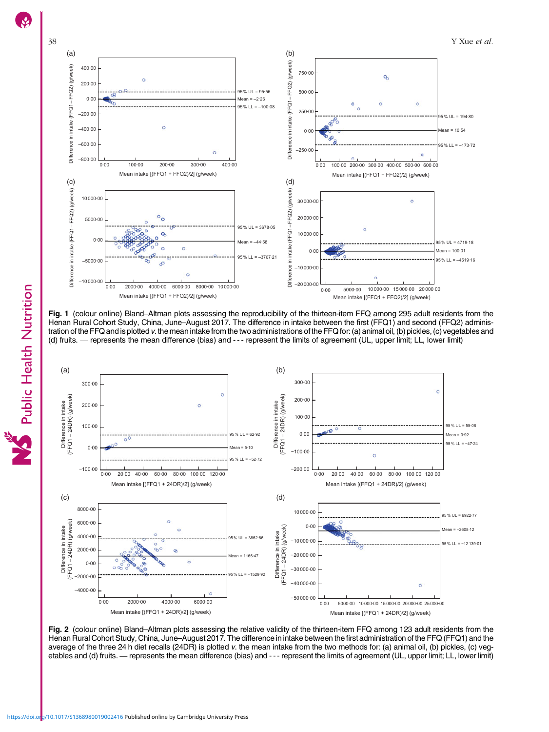**Fig. 1** (colour online) Bland–Altman plots assessing the reproducibility of the thirteen-item FFQ among 295 adult residents from the Henan Rural Cohort Study, China, June–August 2017. The difference in intake between the first (FFQ1) and second (FFQ2) administration of the FFQ and is plotted *v.* the mean intake from the two administrations of the FFQ for: (a) animal oil, (b) pickles, (c) vegetables and (d) fruits. — represents the mean difference (bias) and - - - represent the limits of agreement (UL, upper limit; LL, lower limit)

**Fig. 2** (colour online) Bland–Altman plots assessing the relative validity of the thirteen-item FFQ among 123 adult residents from the Henan Rural Cohort Study, China, June–August 2017. The difference in intake between the first administration of the FFQ (FFQ1) and the average of the three 24 h diet recalls (24DR) is plotted *v.* the mean intake from the two methods for: (a) animal oil, (b) pickles, (c) vegetables and (d) fruits. — represents the mean difference (bias) and - - - represent the limits of agreement (UL, upper limit; LL, lower limit)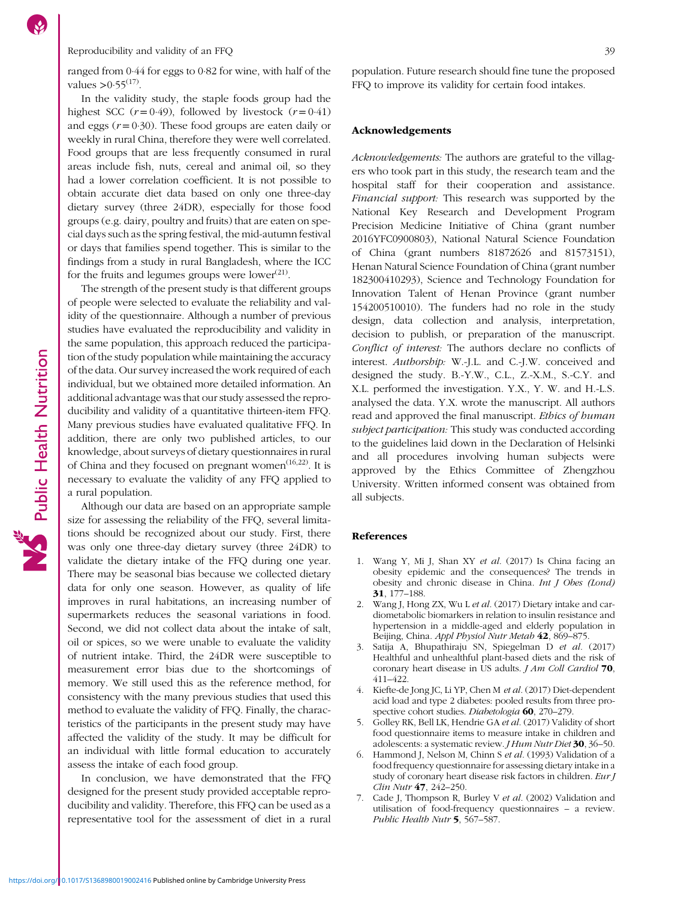ranged from 0·44 for eggs to 0·82 for wine, with half of the values >0·55[17].

In the validity study, the staple foods group had the highest SCC ($r = 0{\cdot}49$), followed by livestock ($r = 0{\cdot}41$) and eggs ($r = 0{\cdot}30$). These food groups are eaten daily or weekly in rural China, therefore they were well correlated. Food groups that are less frequently consumed in rural areas include fish, nuts, cereal and animal oil, so they had a lower correlation coefficient. It is not possible to obtain accurate diet data based on only one three-day dietary survey (three 24DR), especially for those food groups (e.g. dairy, poultry and fruits) that are eaten on special days such as the spring festival, the mid-autumn festival or days that families spend together. This is similar to the findings from a study in rural Bangladesh, where the ICC for the fruits and legumes groups were lower[21].

The strength of the present study is that different groups of people were selected to evaluate the reliability and validity of the questionnaire. Although a number of previous studies have evaluated the reproducibility and validity in the same population, this approach reduced the participation of the study population while maintaining the accuracy of the data. Our survey increased the work required of each individual, but we obtained more detailed information. An additional advantage was that our study assessed the reproducibility and validity of a quantitative thirteen-item FFQ. Many previous studies have evaluated qualitative FFQ. In addition, there are only two published articles, to our knowledge, about surveys of dietary questionnaires in rural of China and they focused on pregnant women[16,22]. It is necessary to evaluate the validity of any FFQ applied to a rural population.

Although our data are based on an appropriate sample size for assessing the reliability of the FFQ, several limitations should be recognized about our study. First, there was only one three-day dietary survey (three 24DR) to validate the dietary intake of the FFQ during one year. There may be seasonal bias because we collected dietary data for only one season. However, as quality of life improves in rural habitations, an increasing number of supermarkets reduces the seasonal variations in food. Second, we did not collect data about the intake of salt, oil or spices, so we were unable to evaluate the validity of nutrient intake. Third, the 24DR were susceptible to measurement error bias due to the shortcomings of memory. We still used this as the reference method, for consistency with the many previous studies that used this method to evaluate the validity of FFQ. Finally, the characteristics of the participants in the present study may have affected the validity of the study. It may be difficult for an individual with little formal education to accurately assess the intake of each food group.

In conclusion, we have demonstrated that the FFQ designed for the present study provided acceptable reproducibility and validity. Therefore, this FFQ can be used as a representative tool for the assessment of diet in a rural population. Future research should fine tune the proposed FFQ to improve its validity for certain food intakes.

## Acknowledgements

*Acknowledgements:* The authors are grateful to the villagers who took part in this study, the research team and the hospital staff for their cooperation and assistance. *Financial support:* This research was supported by the National Key Research and Development Program Precision Medicine Initiative of China (grant number 2016YFC0900803), National Natural Science Foundation of China (grant numbers 81872626 and 81573151), Henan Natural Science Foundation of China (grant number 182300410293), Science and Technology Foundation for Innovation Talent of Henan Province (grant number 154200510010). The funders had no role in the study design, data collection and analysis, interpretation, decision to publish, or preparation of the manuscript. *Conflict of interest:* The authors declare no conflicts of interest. *Authorship:* W.-J.L. and C.-J.W. conceived and designed the study. B.-Y.W., C.L., Z.-X.M., S.-C.Y. and X.L. performed the investigation. Y.X., Y. W. and H.-L.S. analysed the data. Y.X. wrote the manuscript. All authors read and approved the final manuscript. *Ethics of human subject participation:* This study was conducted according to the guidelines laid down in the Declaration of Helsinki and all procedures involving human subjects were approved by the Ethics Committee of Zhengzhou University. Written informed consent was obtained from all subjects.

## References

1. Wang Y, Mi J, Shan XY *et al.* (2017) Is China facing an obesity epidemic and the consequences? The trends in obesity and chronic disease in China. *Int J Obes (Lond)* **31**, 177–188.
2. Wang J, Hong ZX, Wu L *et al.* (2017) Dietary intake and cardiometabolic biomarkers in relation to insulin resistance and hypertension in a middle-aged and elderly population in Beijing, China. *Appl Physiol Nutr Metab* **42**, 869–875.
3. Satija A, Bhupathiraju SN, Spiegelman D *et al.* (2017) Healthful and unhealthful plant-based diets and the risk of coronary heart disease in US adults. *J Am Coll Cardiol* **70**, 411–422.
4. Kiefte-de Jong JC, Li YP, Chen M *et al.* (2017) Diet-dependent acid load and type 2 diabetes: pooled results from three prospective cohort studies. *Diabetologia* **60**, 270–279.
5. Golley RK, Bell LK, Hendrie GA *et al.* (2017) Validity of short food questionnaire items to measure intake in children and adolescents: a systematic review. *J Hum Nutr Diet* **30**, 36–50.
6. Hammond J, Nelson M, Chinn S *et al.* (1993) Validation of a food frequency questionnaire for assessing dietary intake in a study of coronary heart disease risk factors in children. *Eur J Clin Nutr* **47**, 242–250.
7. Cade J, Thompson R, Burley V *et al.* (2002) Validation and utilisation of food-frequency questionnaires – a review. *Public Health Nutr* **5**, 567–587.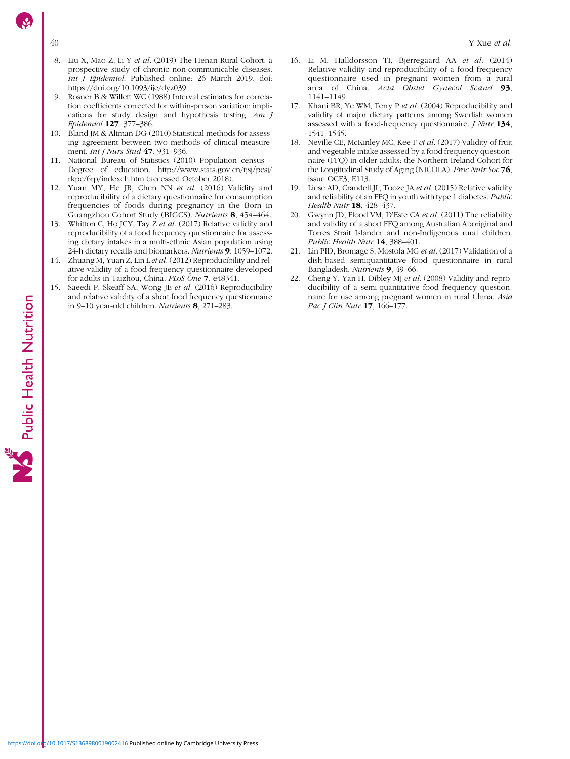8. Liu X, Mao Z, Li Y *et al.* (2019) The Henan Rural Cohort: a prospective study of chronic non-communicable diseases. *Int J Epidemiol.* Published online: 26 March 2019. doi: https://doi.org/10.1093/ije/dyz039.
9. Rosner B & Willett WC (1988) Interval estimates for correlation coefficients corrected for within-person variation: implications for study design and hypothesis testing. *Am J Epidemiol* **127**, 377–386.
10. Bland JM & Altman DG (2010) Statistical methods for assessing agreement between two methods of clinical measurement. *Int J Nurs Stud* **47**, 931–936.
11. National Bureau of Statistics (2010) Population census – Degree of education. http://www.stats.gov.cn/tjsj/pcsj/rkpc/6rp/indexch.htm (accessed October 2018).
12. Yuan MY, He JR, Chen NN *et al.* (2016) Validity and reproducibility of a dietary questionnaire for consumption frequencies of foods during pregnancy in the Born in Guangzhou Cohort Study (BIGCS). *Nutrients* **8**, 454–464.
13. Whitton C, Ho JCY, Tay Z *et al.* (2017) Relative validity and reproducibility of a food frequency questionnaire for assessing dietary intakes in a multi-ethnic Asian population using 24-h dietary recalls and biomarkers. *Nutrients* **9**, 1059–1072.
14. Zhuang M, Yuan Z, Lin L *et al.* (2012) Reproducibility and relative validity of a food frequency questionnaire developed for adults in Taizhou, China. *PLoS One* **7**, e48341.
15. Saeedi P, Skeaff SA, Wong JE *et al.* (2016) Reproducibility and relative validity of a short food frequency questionnaire in 9–10 year-old children. *Nutrients* **8**, 271–283.
16. Li M, Halldorsson TI, Bjerregaard AA *et al.* (2014) Relative validity and reproducibility of a food frequency questionnaire used in pregnant women from a rural area of China. *Acta Obstet Gynecol Scand* **93**, 1141–1149.
17. Khani BR, Ye WM, Terry P *et al.* (2004) Reproducibility and validity of major dietary patterns among Swedish women assessed with a food-frequency questionnaire. *J Nutr* **134**, 1541–1545.
18. Neville CE, McKinley MC, Kee F *et al.* (2017) Validity of fruit and vegetable intake assessed by a food frequency questionnaire (FFQ) in older adults: the Northern Ireland Cohort for the Longitudinal Study of Aging (NICOLA). *Proc Nutr Soc* **76**, issue OCE3, E113.
19. Liese AD, Crandell JL, Tooze JA *et al.* (2015) Relative validity and reliability of an FFQ in youth with type 1 diabetes. *Public Health Nutr* **18**, 428–437.
20. Gwynn JD, Flood VM, D'Este CA *et al.* (2011) The reliability and validity of a short FFQ among Australian Aboriginal and Torres Strait Islander and non-Indigenous rural children. *Public Health Nutr* **14**, 388–401.
21. Lin PID, Bromage S, Mostofa MG *et al.* (2017) Validation of a dish-based semiquantitative food questionnaire in rural Bangladesh. *Nutrients* **9**, 49–66.
22. Cheng Y, Yan H, Dibley MJ *et al.* (2008) Validity and reproducibility of a semi-quantitative food frequency questionnaire for use among pregnant women in rural China. *Asia Pac J Clin Nutr* **17**, 166–177.